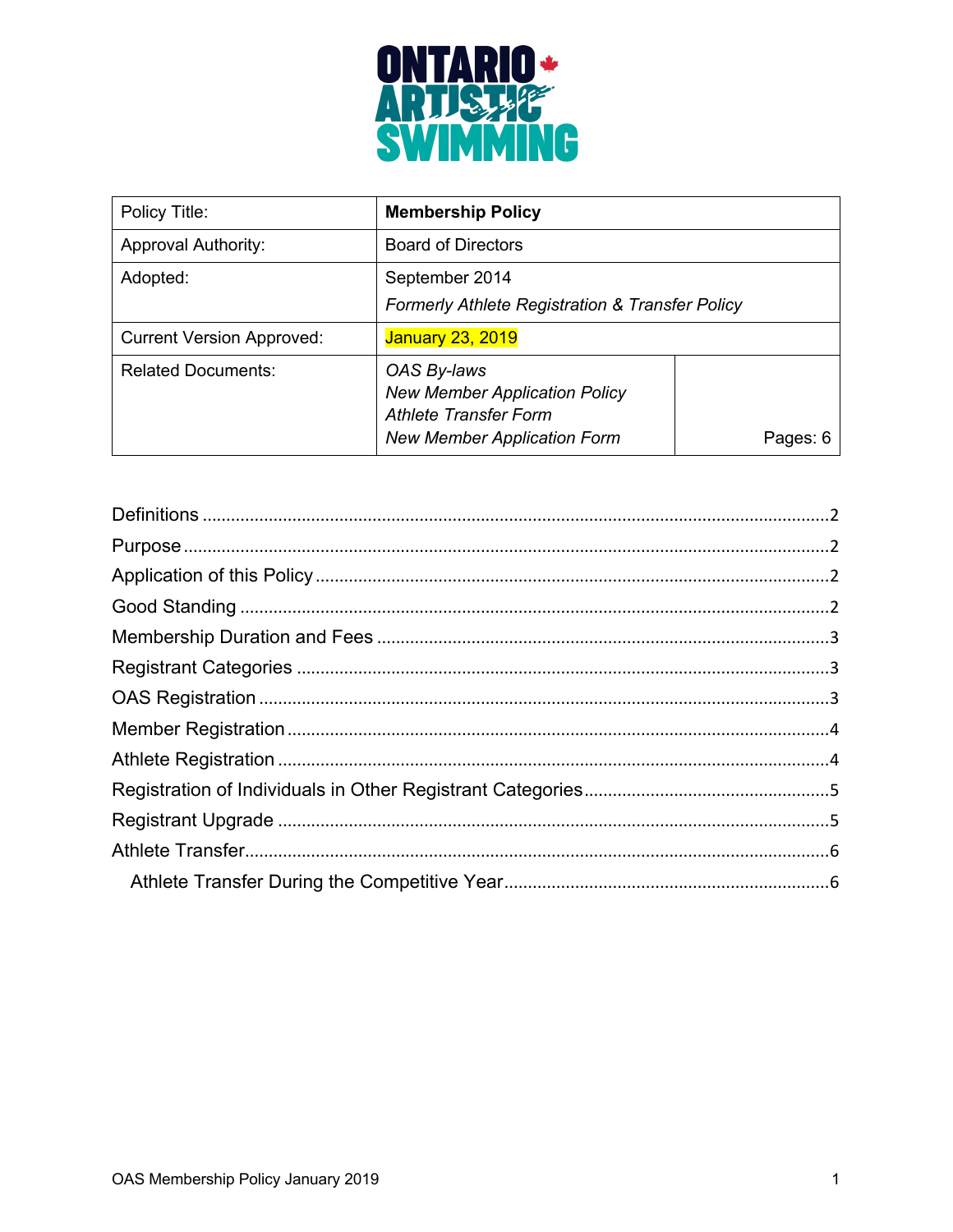| Policy Title: | **Membership Policy** | |
| --- | --- | --- |
| Approval Authority: | Board of Directors | |
| Adopted: | September 2014<br>*Formerly Athlete Registration & Transfer Policy* | |
| Current Version Approved: | January 23, 2019 | |
| Related Documents: | *OAS By-laws*<br>*New Member Application Policy*<br>*Athlete Transfer Form*<br>*New Member Application Form* | Pages: 6 |

Definitions ........................................................................................................................2
Purpose ...........................................................................................................................2
Application of this Policy ..................................................................................................2
Good Standing .................................................................................................................2
Membership Duration and Fees .......................................................................................3
Registrant Categories .......................................................................................................3
OAS Registration .............................................................................................................3
Member Registration ........................................................................................................4
Athlete Registration ..........................................................................................................4
Registration of Individuals in Other Registrant Categories...................................................5
Registrant Upgrade ..........................................................................................................5
Athlete Transfer................................................................................................................6
  Athlete Transfer During the Competitive Year....................................................................6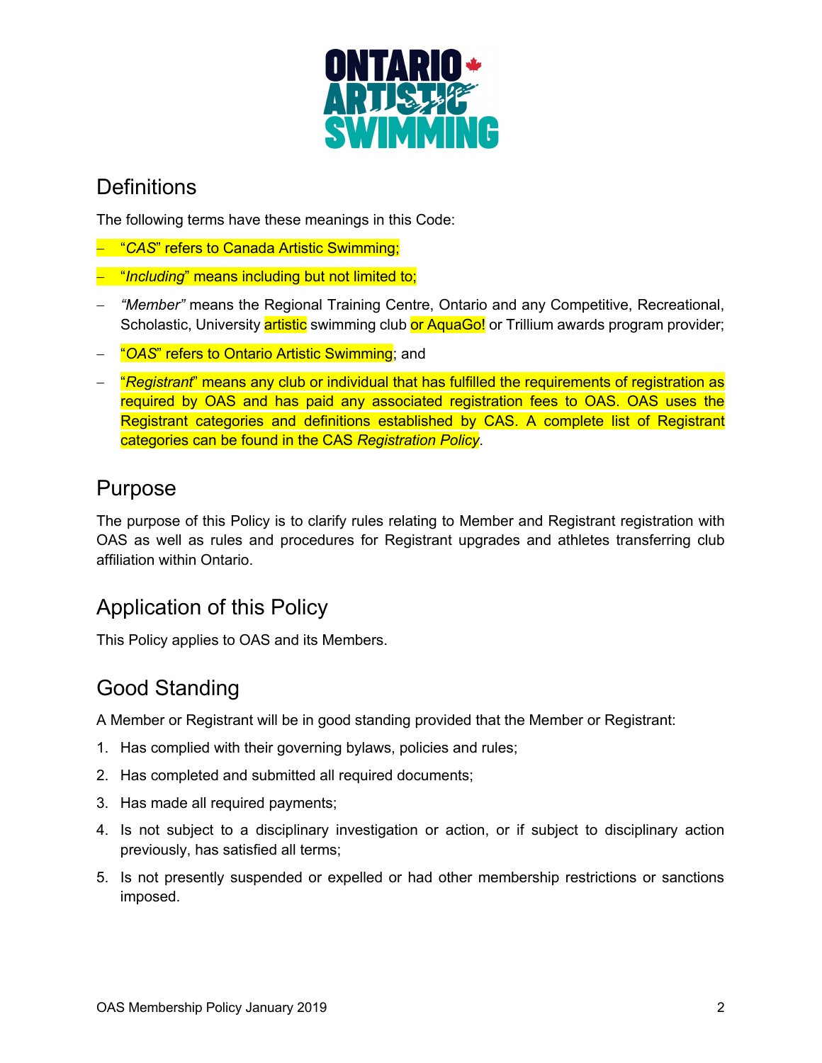## Definitions

The following terms have these meanings in this Code:

- "*CAS*" refers to Canada Artistic Swimming;
- "*Including*" means including but not limited to;
- *"Member"* means the Regional Training Centre, Ontario and any Competitive, Recreational, Scholastic, University artistic swimming club or AquaGo! or Trillium awards program provider;
- "*OAS*" refers to Ontario Artistic Swimming; and
- "*Registrant*" means any club or individual that has fulfilled the requirements of registration as required by OAS and has paid any associated registration fees to OAS. OAS uses the Registrant categories and definitions established by CAS. A complete list of Registrant categories can be found in the CAS *Registration Policy*.

## Purpose

The purpose of this Policy is to clarify rules relating to Member and Registrant registration with OAS as well as rules and procedures for Registrant upgrades and athletes transferring club affiliation within Ontario.

## Application of this Policy

This Policy applies to OAS and its Members.

## Good Standing

A Member or Registrant will be in good standing provided that the Member or Registrant:

1. Has complied with their governing bylaws, policies and rules;
2. Has completed and submitted all required documents;
3. Has made all required payments;
4. Is not subject to a disciplinary investigation or action, or if subject to disciplinary action previously, has satisfied all terms;
5. Is not presently suspended or expelled or had other membership restrictions or sanctions imposed.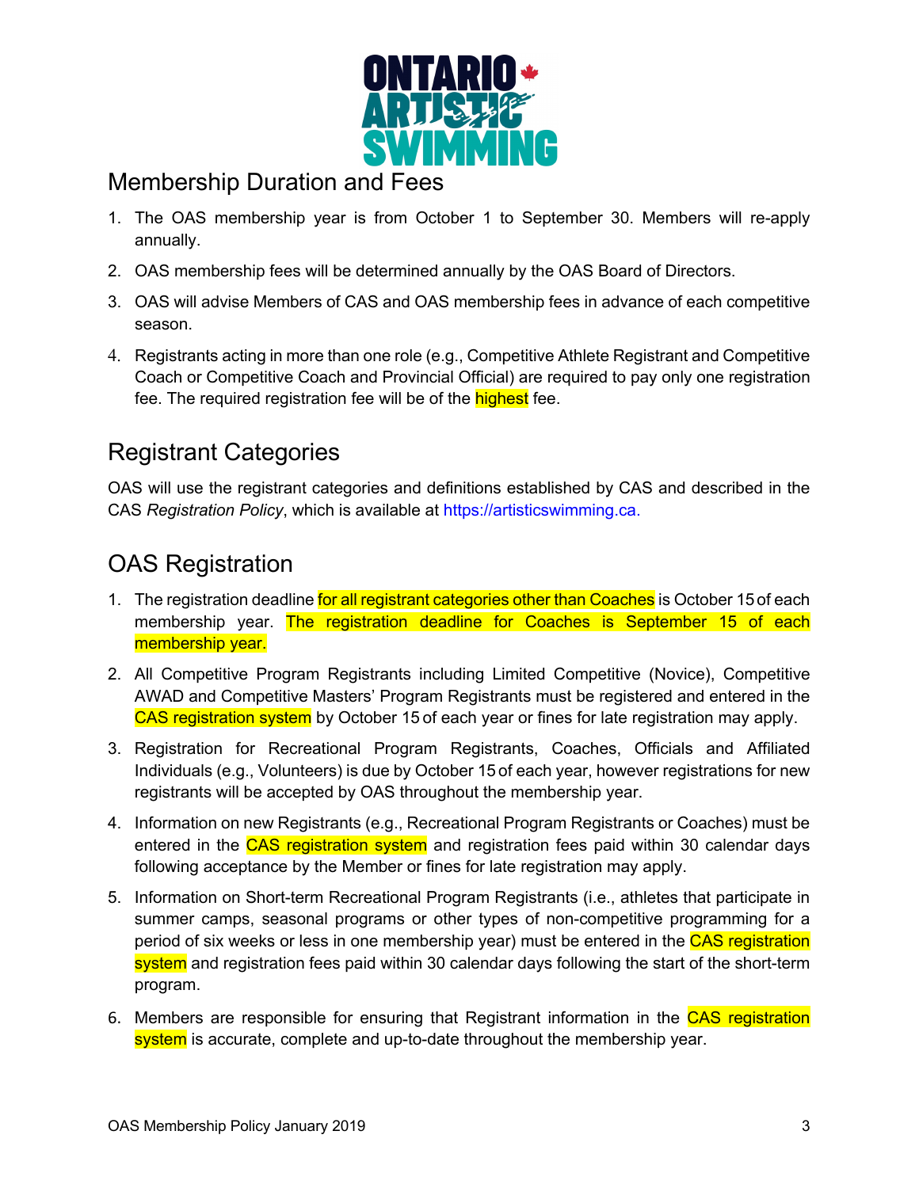## Membership Duration and Fees

1. The OAS membership year is from October 1 to September 30. Members will re-apply annually.
2. OAS membership fees will be determined annually by the OAS Board of Directors.
3. OAS will advise Members of CAS and OAS membership fees in advance of each competitive season.
4. Registrants acting in more than one role (e.g., Competitive Athlete Registrant and Competitive Coach or Competitive Coach and Provincial Official) are required to pay only one registration fee. The required registration fee will be of the highest fee.

## Registrant Categories

OAS will use the registrant categories and definitions established by CAS and described in the CAS *Registration Policy*, which is available at https://artisticswimming.ca.

## OAS Registration

1. The registration deadline for all registrant categories other than Coaches is October 15 of each membership year. The registration deadline for Coaches is September 15 of each membership year.
2. All Competitive Program Registrants including Limited Competitive (Novice), Competitive AWAD and Competitive Masters' Program Registrants must be registered and entered in the CAS registration system by October 15 of each year or fines for late registration may apply.
3. Registration for Recreational Program Registrants, Coaches, Officials and Affiliated Individuals (e.g., Volunteers) is due by October 15 of each year, however registrations for new registrants will be accepted by OAS throughout the membership year.
4. Information on new Registrants (e.g., Recreational Program Registrants or Coaches) must be entered in the CAS registration system and registration fees paid within 30 calendar days following acceptance by the Member or fines for late registration may apply.
5. Information on Short-term Recreational Program Registrants (i.e., athletes that participate in summer camps, seasonal programs or other types of non-competitive programming for a period of six weeks or less in one membership year) must be entered in the CAS registration system and registration fees paid within 30 calendar days following the start of the short-term program.
6. Members are responsible for ensuring that Registrant information in the CAS registration system is accurate, complete and up-to-date throughout the membership year.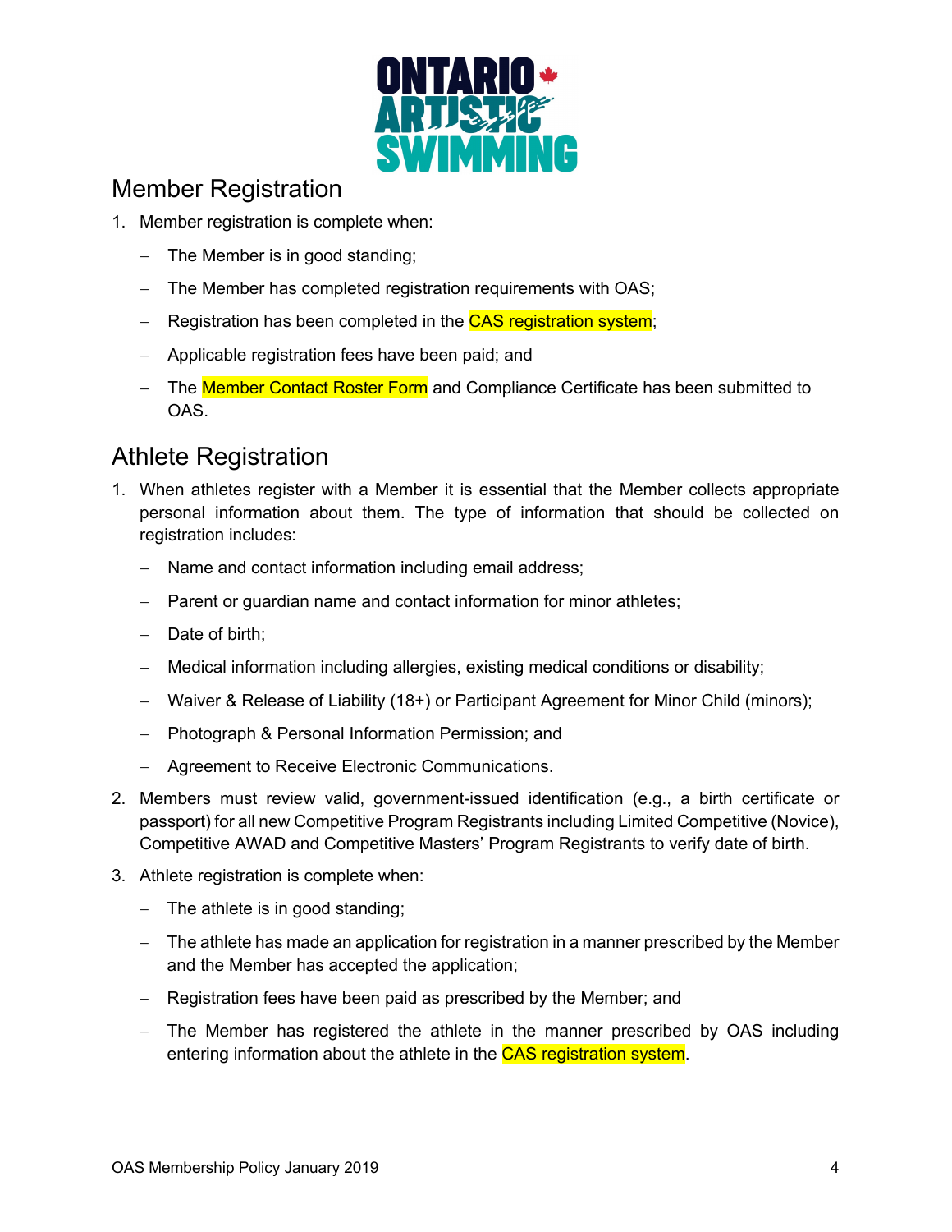## Member Registration

1. Member registration is complete when:
   - The Member is in good standing;
   - The Member has completed registration requirements with OAS;
   - Registration has been completed in the CAS registration system;
   - Applicable registration fees have been paid; and
   - The Member Contact Roster Form and Compliance Certificate has been submitted to OAS.

## Athlete Registration

1. When athletes register with a Member it is essential that the Member collects appropriate personal information about them. The type of information that should be collected on registration includes:
   - Name and contact information including email address;
   - Parent or guardian name and contact information for minor athletes;
   - Date of birth;
   - Medical information including allergies, existing medical conditions or disability;
   - Waiver & Release of Liability (18+) or Participant Agreement for Minor Child (minors);
   - Photograph & Personal Information Permission; and
   - Agreement to Receive Electronic Communications.
2. Members must review valid, government-issued identification (e.g., a birth certificate or passport) for all new Competitive Program Registrants including Limited Competitive (Novice), Competitive AWAD and Competitive Masters' Program Registrants to verify date of birth.
3. Athlete registration is complete when:
   - The athlete is in good standing;
   - The athlete has made an application for registration in a manner prescribed by the Member and the Member has accepted the application;
   - Registration fees have been paid as prescribed by the Member; and
   - The Member has registered the athlete in the manner prescribed by OAS including entering information about the athlete in the CAS registration system.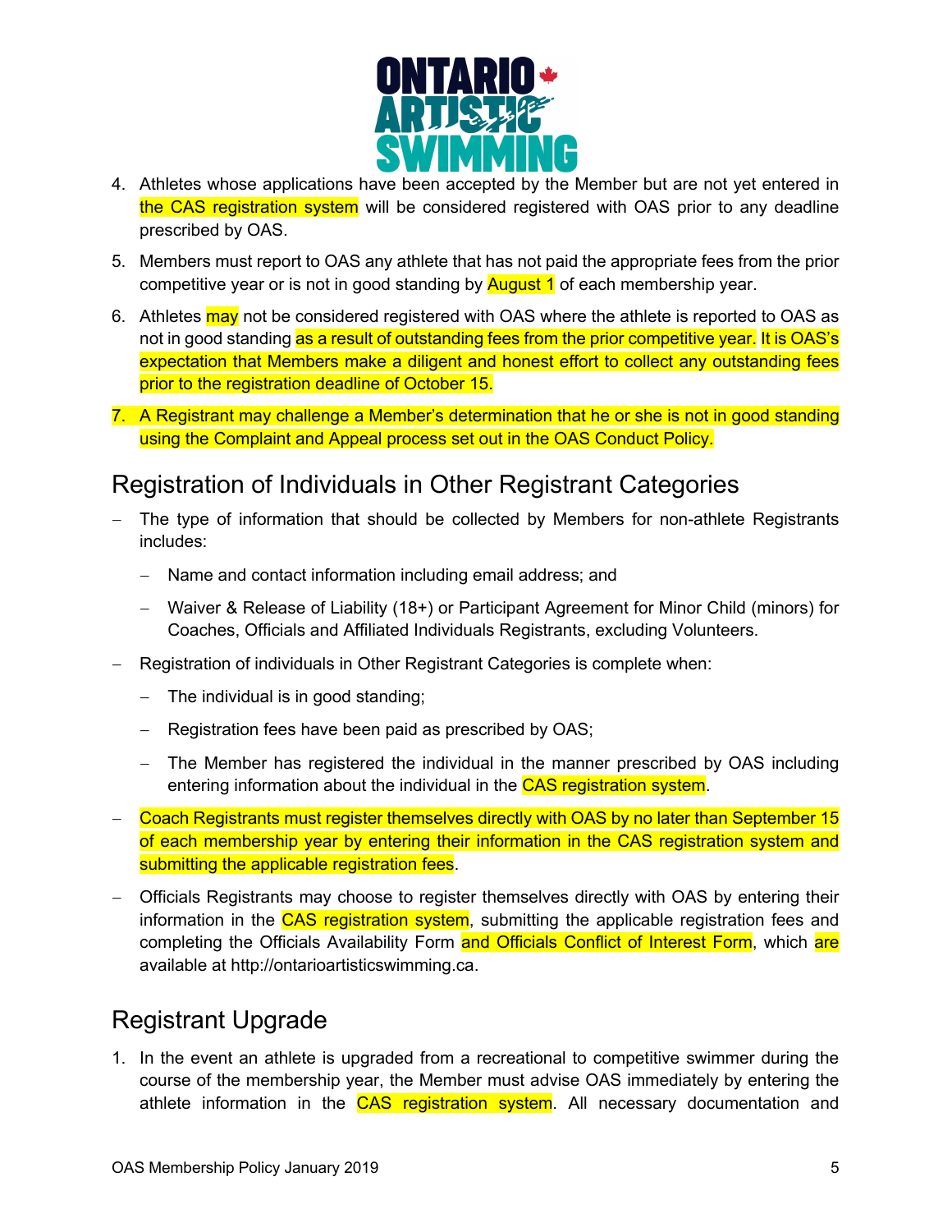4. Athletes whose applications have been accepted by the Member but are not yet entered in the CAS registration system will be considered registered with OAS prior to any deadline prescribed by OAS.
5. Members must report to OAS any athlete that has not paid the appropriate fees from the prior competitive year or is not in good standing by August 1 of each membership year.
6. Athletes may not be considered registered with OAS where the athlete is reported to OAS as not in good standing as a result of outstanding fees from the prior competitive year. It is OAS's expectation that Members make a diligent and honest effort to collect any outstanding fees prior to the registration deadline of October 15.
7. A Registrant may challenge a Member's determination that he or she is not in good standing using the Complaint and Appeal process set out in the OAS Conduct Policy.

## Registration of Individuals in Other Registrant Categories

- The type of information that should be collected by Members for non-athlete Registrants includes:
  - Name and contact information including email address; and
  - Waiver & Release of Liability (18+) or Participant Agreement for Minor Child (minors) for Coaches, Officials and Affiliated Individuals Registrants, excluding Volunteers.
- Registration of individuals in Other Registrant Categories is complete when:
  - The individual is in good standing;
  - Registration fees have been paid as prescribed by OAS;
  - The Member has registered the individual in the manner prescribed by OAS including entering information about the individual in the CAS registration system.
- Coach Registrants must register themselves directly with OAS by no later than September 15 of each membership year by entering their information in the CAS registration system and submitting the applicable registration fees.
- Officials Registrants may choose to register themselves directly with OAS by entering their information in the CAS registration system, submitting the applicable registration fees and completing the Officials Availability Form and Officials Conflict of Interest Form, which are available at http://ontarioartisticswimming.ca.

## Registrant Upgrade

1. In the event an athlete is upgraded from a recreational to competitive swimmer during the course of the membership year, the Member must advise OAS immediately by entering the athlete information in the CAS registration system. All necessary documentation and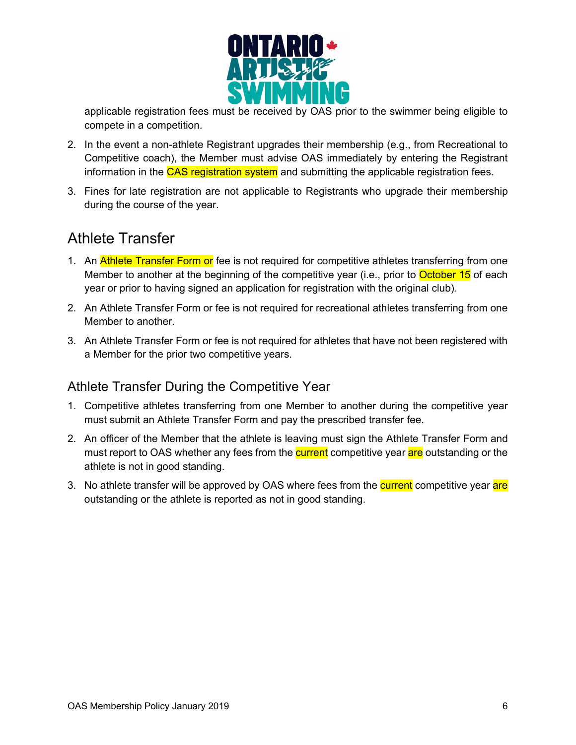applicable registration fees must be received by OAS prior to the swimmer being eligible to compete in a competition.

2. In the event a non-athlete Registrant upgrades their membership (e.g., from Recreational to Competitive coach), the Member must advise OAS immediately by entering the Registrant information in the CAS registration system and submitting the applicable registration fees.
3. Fines for late registration are not applicable to Registrants who upgrade their membership during the course of the year.

## Athlete Transfer

1. An Athlete Transfer Form or fee is not required for competitive athletes transferring from one Member to another at the beginning of the competitive year (i.e., prior to October 15 of each year or prior to having signed an application for registration with the original club).
2. An Athlete Transfer Form or fee is not required for recreational athletes transferring from one Member to another.
3. An Athlete Transfer Form or fee is not required for athletes that have not been registered with a Member for the prior two competitive years.

### Athlete Transfer During the Competitive Year

1. Competitive athletes transferring from one Member to another during the competitive year must submit an Athlete Transfer Form and pay the prescribed transfer fee.
2. An officer of the Member that the athlete is leaving must sign the Athlete Transfer Form and must report to OAS whether any fees from the current competitive year are outstanding or the athlete is not in good standing.
3. No athlete transfer will be approved by OAS where fees from the current competitive year are outstanding or the athlete is reported as not in good standing.